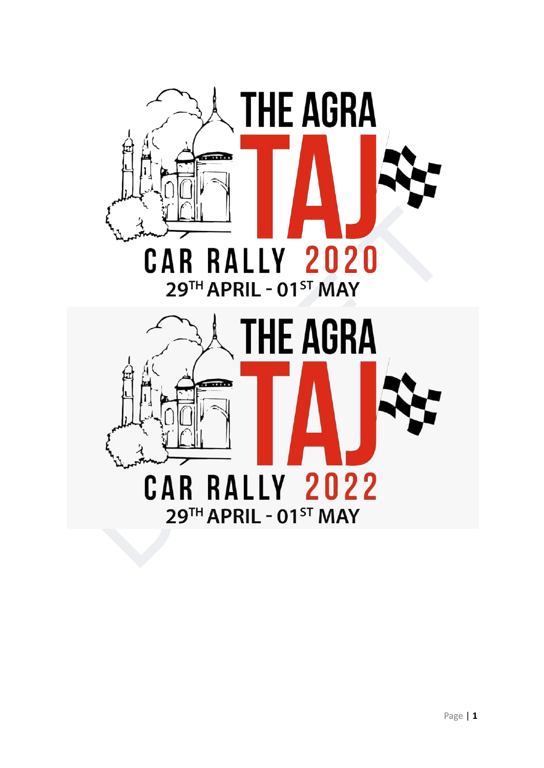# THE AGRA TAJ CAR RALLY 2020

29TH APRIL - 01ST MAY

# THE AGRA TAJ CAR RALLY 2022

29TH APRIL - 01ST MAY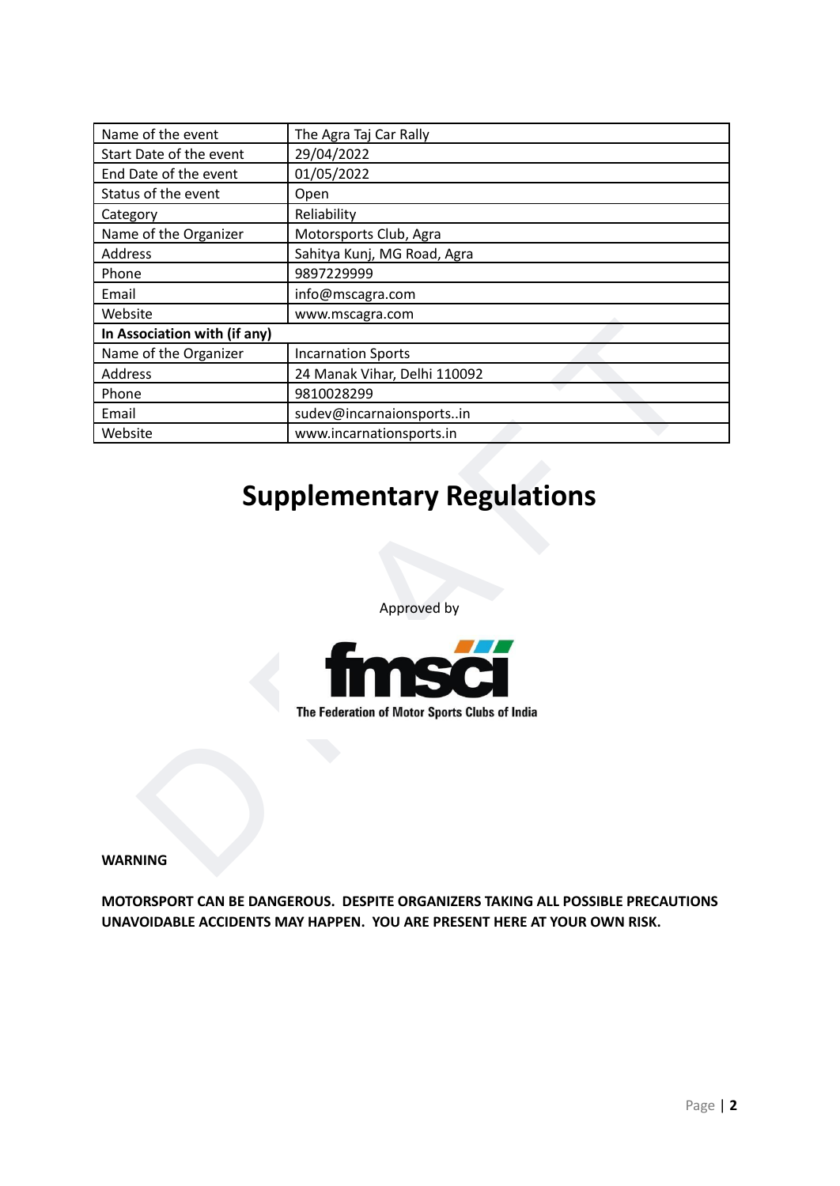| Name of the event | The Agra Taj Car Rally |
| --- | --- |
| Start Date of the event | 29/04/2022 |
| End Date of the event | 01/05/2022 |
| Status of the event | Open |
| Category | Reliability |
| Name of the Organizer | Motorsports Club, Agra |
| Address | Sahitya Kunj, MG Road, Agra |
| Phone | 9897229999 |
| Email | info@mscagra.com |
| Website | www.mscagra.com |
| **In Association with (if any)** | |
| Name of the Organizer | Incarnation Sports |
| Address | 24 Manak Vihar, Delhi 110092 |
| Phone | 9810028299 |
| Email | sudev@incarnaionsports..in |
| Website | www.incarnationsports.in |

# Supplementary Regulations

Approved by

fmsci

The Federation of Motor Sports Clubs of India

**WARNING**

**MOTORSPORT CAN BE DANGEROUS. DESPITE ORGANIZERS TAKING ALL POSSIBLE PRECAUTIONS UNAVOIDABLE ACCIDENTS MAY HAPPEN. YOU ARE PRESENT HERE AT YOUR OWN RISK.**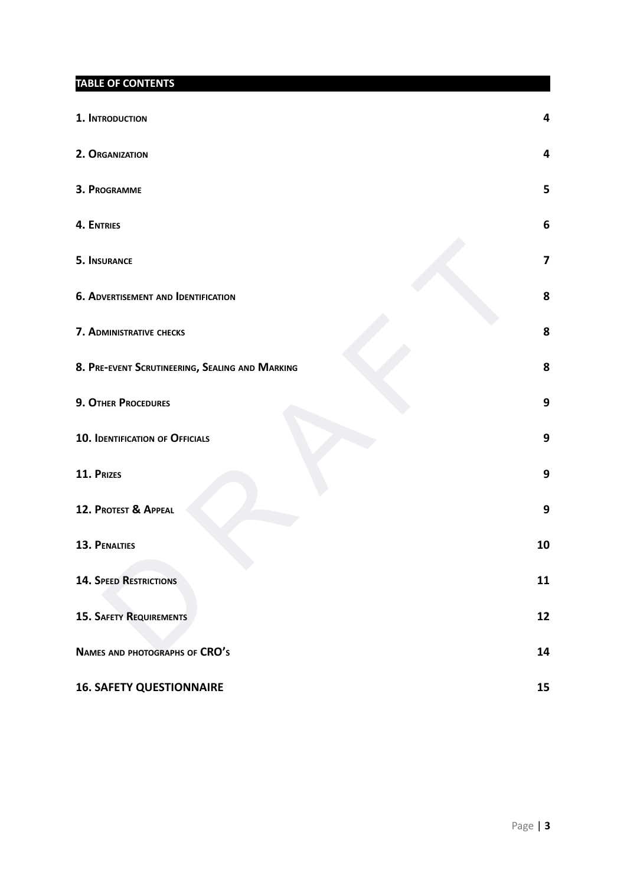## TABLE OF CONTENTS

| | |
|---|---|
| **1. Introduction** | **4** |
| **2. Organization** | **4** |
| **3. Programme** | **5** |
| **4. Entries** | **6** |
| **5. Insurance** | **7** |
| **6. Advertisement and Identification** | **8** |
| **7. Administrative checks** | **8** |
| **8. Pre-event Scrutineering, Sealing and Marking** | **8** |
| **9. Other Procedures** | **9** |
| **10. Identification of Officials** | **9** |
| **11. Prizes** | **9** |
| **12. Protest & Appeal** | **9** |
| **13. Penalties** | **10** |
| **14. Speed Restrictions** | **11** |
| **15. Safety Requirements** | **12** |
| **Names and photographs of CRO's** | **14** |
| **16. SAFETY QUESTIONNAIRE** | **15** |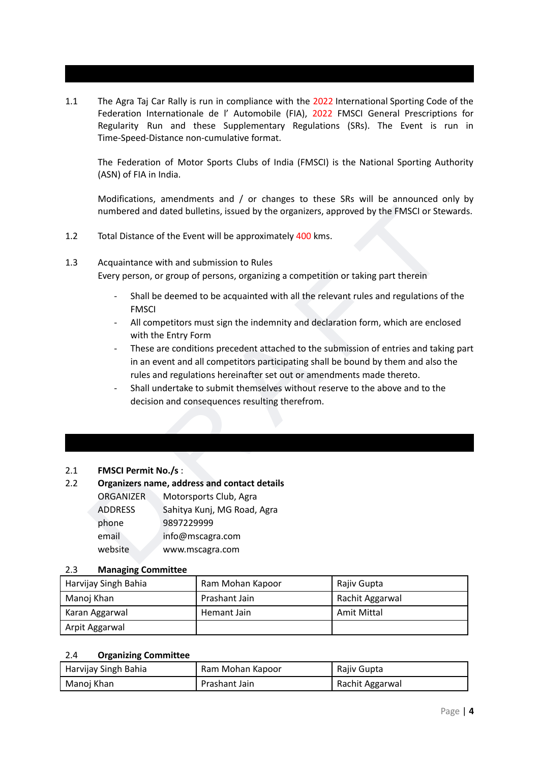1.1 The Agra Taj Car Rally is run in compliance with the 2022 International Sporting Code of the Federation Internationale de l' Automobile (FIA), 2022 FMSCI General Prescriptions for Regularity Run and these Supplementary Regulations (SRs). The Event is run in Time-Speed-Distance non-cumulative format.

The Federation of Motor Sports Clubs of India (FMSCI) is the National Sporting Authority (ASN) of FIA in India.

Modifications, amendments and / or changes to these SRs will be announced only by numbered and dated bulletins, issued by the organizers, approved by the FMSCI or Stewards.

1.2 Total Distance of the Event will be approximately 400 kms.

1.3 Acquaintance with and submission to Rules
Every person, or group of persons, organizing a competition or taking part therein

- Shall be deemed to be acquainted with all the relevant rules and regulations of the FMSCI
- All competitors must sign the indemnity and declaration form, which are enclosed with the Entry Form
- These are conditions precedent attached to the submission of entries and taking part in an event and all competitors participating shall be bound by them and also the rules and regulations hereinafter set out or amendments made thereto.
- Shall undertake to submit themselves without reserve to the above and to the decision and consequences resulting therefrom.

2.1 **FMSCI Permit No./s** :

2.2 **Organizers name, address and contact details**

| | |
|---|---|
| ORGANIZER | Motorsports Club, Agra |
| ADDRESS | Sahitya Kunj, MG Road, Agra |
| phone | 9897229999 |
| email | info@mscagra.com |
| website | www.mscagra.com |

2.3 **Managing Committee**

| | | |
|---|---|---|
| Harvijay Singh Bahia | Ram Mohan Kapoor | Rajiv Gupta |
| Manoj Khan | Prashant Jain | Rachit Aggarwal |
| Karan Aggarwal | Hemant Jain | Amit Mittal |
| Arpit Aggarwal | | |

2.4 **Organizing Committee**

| | | |
|---|---|---|
| Harvijay Singh Bahia | Ram Mohan Kapoor | Rajiv Gupta |
| Manoj Khan | Prashant Jain | Rachit Aggarwal |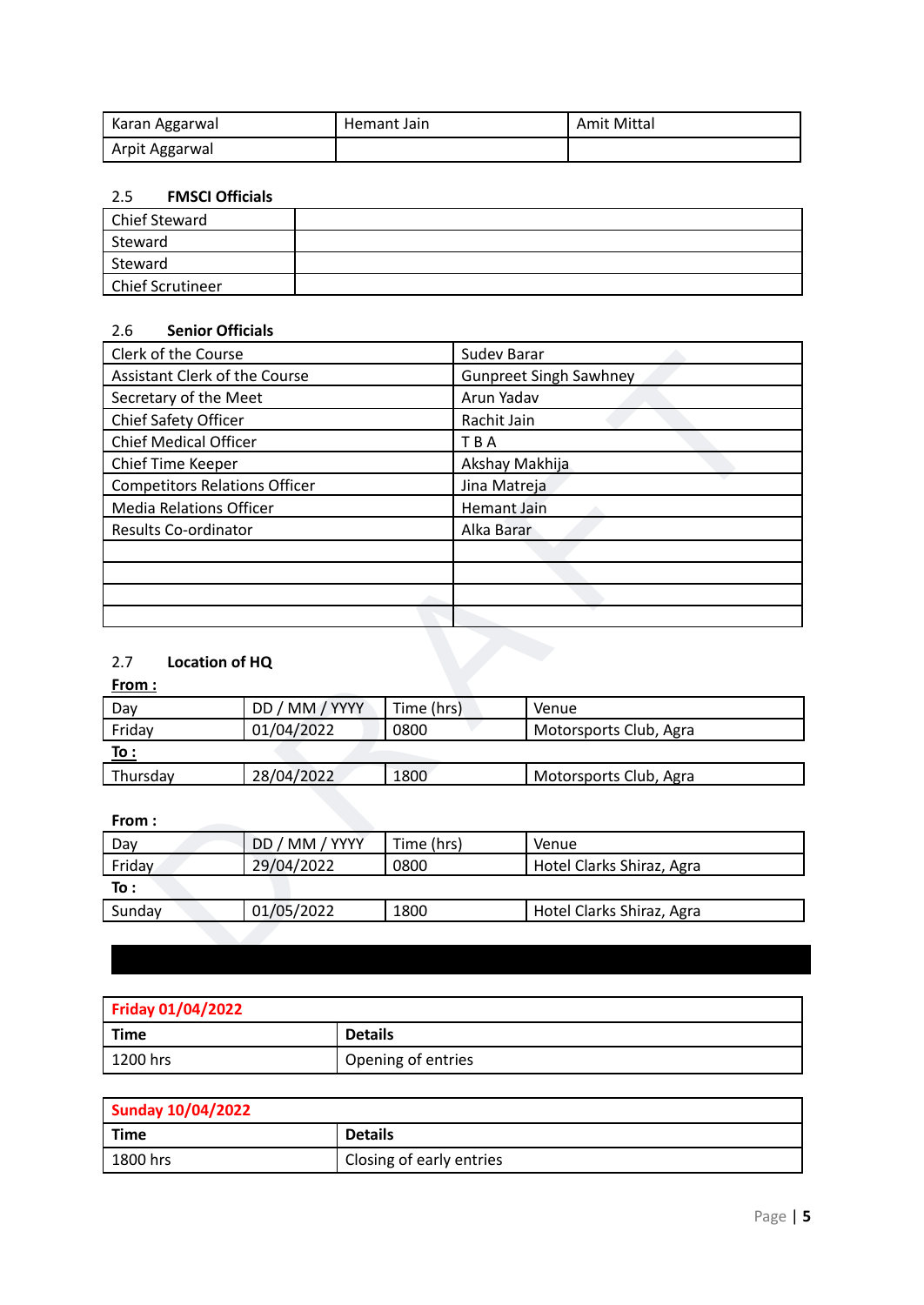| Karan Aggarwal | Hemant Jain | Amit Mittal |
|---|---|---|
| Arpit Aggarwal | | |

### 2.5 FMSCI Officials

| Chief Steward | |
|---|---|
| Steward | |
| Steward | |
| Chief Scrutineer | |

### 2.6 Senior Officials

| Clerk of the Course | Sudev Barar |
|---|---|
| Assistant Clerk of the Course | Gunpreet Singh Sawhney |
| Secretary of the Meet | Arun Yadav |
| Chief Safety Officer | Rachit Jain |
| Chief Medical Officer | T B A |
| Chief Time Keeper | Akshay Makhija |
| Competitors Relations Officer | Jina Matreja |
| Media Relations Officer | Hemant Jain |
| Results Co-ordinator | Alka Barar |
| | |
| | |
| | |
| | |

### 2.7 Location of HQ

**From :**

| Day | DD / MM / YYYY | Time (hrs) | Venue |
|---|---|---|---|
| Friday | 01/04/2022 | 0800 | Motorsports Club, Agra |
| **To :** | | | |
| Thursday | 28/04/2022 | 1800 | Motorsports Club, Agra |

**From :**

| Day | DD / MM / YYYY | Time (hrs) | Venue |
|---|---|---|---|
| Friday | 29/04/2022 | 0800 | Hotel Clarks Shiraz, Agra |
| **To :** | | | |
| Sunday | 01/05/2022 | 1800 | Hotel Clarks Shiraz, Agra |

| **Friday 01/04/2022** | |
|---|---|
| **Time** | **Details** |
| 1200 hrs | Opening of entries |

| **Sunday 10/04/2022** | |
|---|---|
| **Time** | **Details** |
| 1800 hrs | Closing of early entries |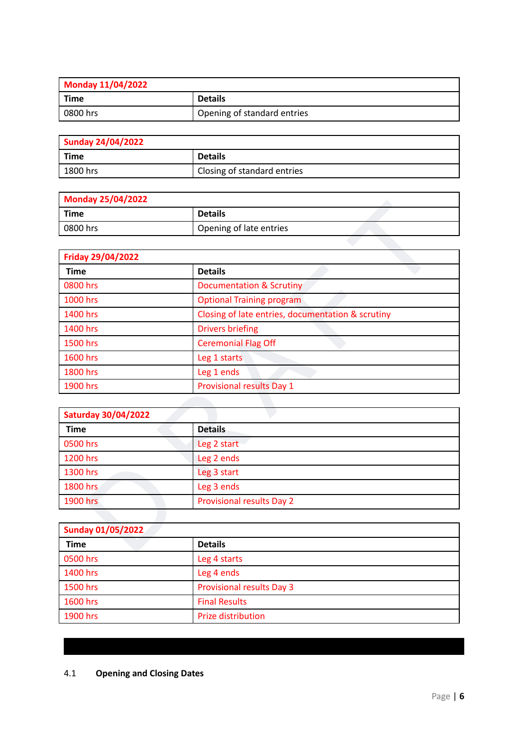| Monday 11/04/2022 | |
|---|---|
| **Time** | **Details** |
| 0800 hrs | Opening of standard entries |

| Sunday 24/04/2022 | |
|---|---|
| **Time** | **Details** |
| 1800 hrs | Closing of standard entries |

| Monday 25/04/2022 | |
|---|---|
| **Time** | **Details** |
| 0800 hrs | Opening of late entries |

| Friday 29/04/2022 | |
|---|---|
| **Time** | **Details** |
| 0800 hrs | Documentation & Scrutiny |
| 1000 hrs | Optional Training program |
| 1400 hrs | Closing of late entries, documentation & scrutiny |
| 1400 hrs | Drivers briefing |
| 1500 hrs | Ceremonial Flag Off |
| 1600 hrs | Leg 1 starts |
| 1800 hrs | Leg 1 ends |
| 1900 hrs | Provisional results Day 1 |

| Saturday 30/04/2022 | |
|---|---|
| **Time** | **Details** |
| 0500 hrs | Leg 2 start |
| 1200 hrs | Leg 2 ends |
| 1300 hrs | Leg 3 start |
| 1800 hrs | Leg 3 ends |
| 1900 hrs | Provisional results Day 2 |

| Sunday 01/05/2022 | |
|---|---|
| **Time** | **Details** |
| 0500 hrs | Leg 4 starts |
| 1400 hrs | Leg 4 ends |
| 1500 hrs | Provisional results Day 3 |
| 1600 hrs | Final Results |
| 1900 hrs | Prize distribution |

### 4.1 Opening and Closing Dates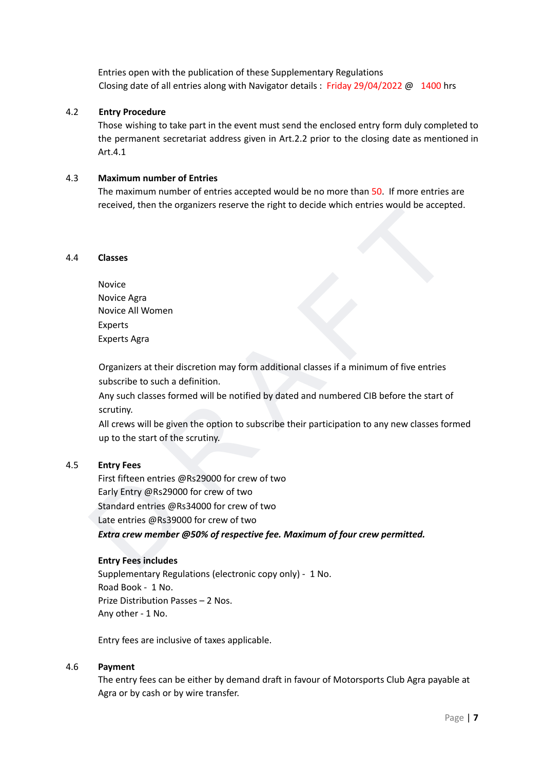Entries open with the publication of these Supplementary Regulations
Closing date of all entries along with Navigator details : Friday 29/04/2022 @ 1400 hrs

4.2 **Entry Procedure**

Those wishing to take part in the event must send the enclosed entry form duly completed to the permanent secretariat address given in Art.2.2 prior to the closing date as mentioned in Art.4.1

4.3 **Maximum number of Entries**

The maximum number of entries accepted would be no more than 50. If more entries are received, then the organizers reserve the right to decide which entries would be accepted.

4.4 **Classes**

Novice
Novice Agra
Novice All Women
Experts
Experts Agra

Organizers at their discretion may form additional classes if a minimum of five entries subscribe to such a definition.
Any such classes formed will be notified by dated and numbered CIB before the start of scrutiny.
All crews will be given the option to subscribe their participation to any new classes formed up to the start of the scrutiny.

4.5 **Entry Fees**

First fifteen entries @Rs29000 for crew of two
Early Entry @Rs29000 for crew of two
Standard entries @Rs34000 for crew of two
Late entries @Rs39000 for crew of two
***Extra crew member @50% of respective fee. Maximum of four crew permitted.***

**Entry Fees includes**

Supplementary Regulations (electronic copy only) - 1 No.
Road Book - 1 No.
Prize Distribution Passes – 2 Nos.
Any other - 1 No.

Entry fees are inclusive of taxes applicable.

4.6 **Payment**

The entry fees can be either by demand draft in favour of Motorsports Club Agra payable at Agra or by cash or by wire transfer.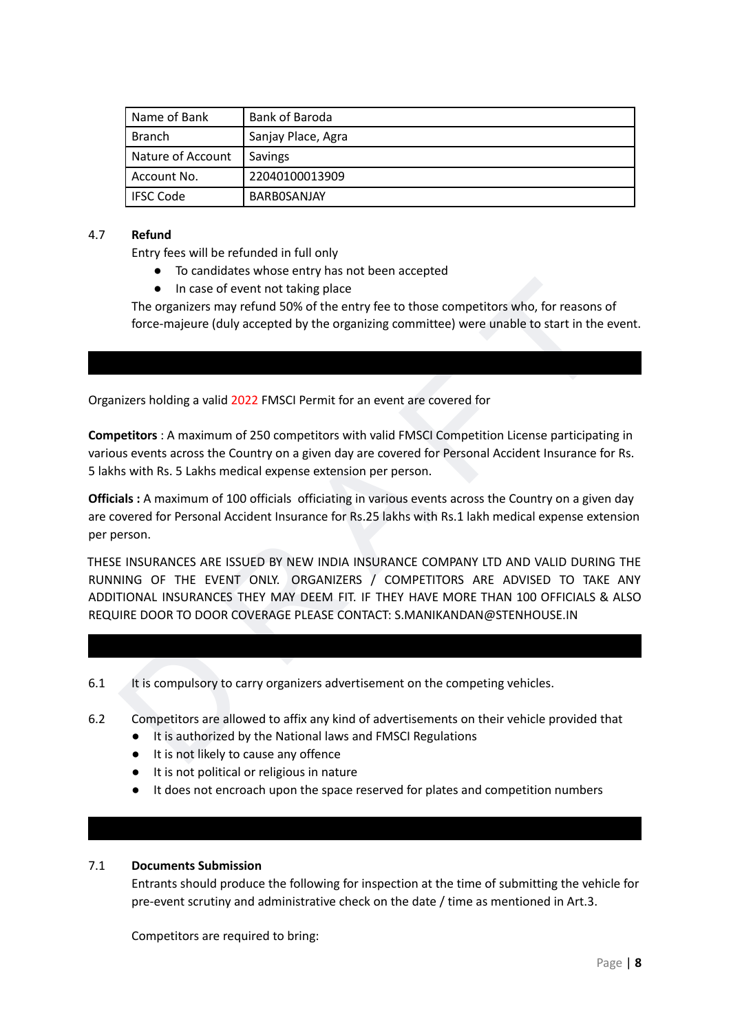| Name of Bank | Bank of Baroda |
| --- | --- |
| Branch | Sanjay Place, Agra |
| Nature of Account | Savings |
| Account No. | 22040100013909 |
| IFSC Code | BARB0SANJAY |

4.7 **Refund**

Entry fees will be refunded in full only

- To candidates whose entry has not been accepted
- In case of event not taking place

The organizers may refund 50% of the entry fee to those competitors who, for reasons of force-majeure (duly accepted by the organizing committee) were unable to start in the event.

Organizers holding a valid 2022 FMSCI Permit for an event are covered for

**Competitors** : A maximum of 250 competitors with valid FMSCI Competition License participating in various events across the Country on a given day are covered for Personal Accident Insurance for Rs. 5 lakhs with Rs. 5 Lakhs medical expense extension per person.

**Officials :** A maximum of 100 officials officiating in various events across the Country on a given day are covered for Personal Accident Insurance for Rs.25 lakhs with Rs.1 lakh medical expense extension per person.

THESE INSURANCES ARE ISSUED BY NEW INDIA INSURANCE COMPANY LTD AND VALID DURING THE RUNNING OF THE EVENT ONLY. ORGANIZERS / COMPETITORS ARE ADVISED TO TAKE ANY ADDITIONAL INSURANCES THEY MAY DEEM FIT. IF THEY HAVE MORE THAN 100 OFFICIALS & ALSO REQUIRE DOOR TO DOOR COVERAGE PLEASE CONTACT: S.MANIKANDAN@STENHOUSE.IN

6.1 It is compulsory to carry organizers advertisement on the competing vehicles.

6.2 Competitors are allowed to affix any kind of advertisements on their vehicle provided that

- It is authorized by the National laws and FMSCI Regulations
- It is not likely to cause any offence
- It is not political or religious in nature
- It does not encroach upon the space reserved for plates and competition numbers

7.1 **Documents Submission**

Entrants should produce the following for inspection at the time of submitting the vehicle for pre-event scrutiny and administrative check on the date / time as mentioned in Art.3.

Competitors are required to bring: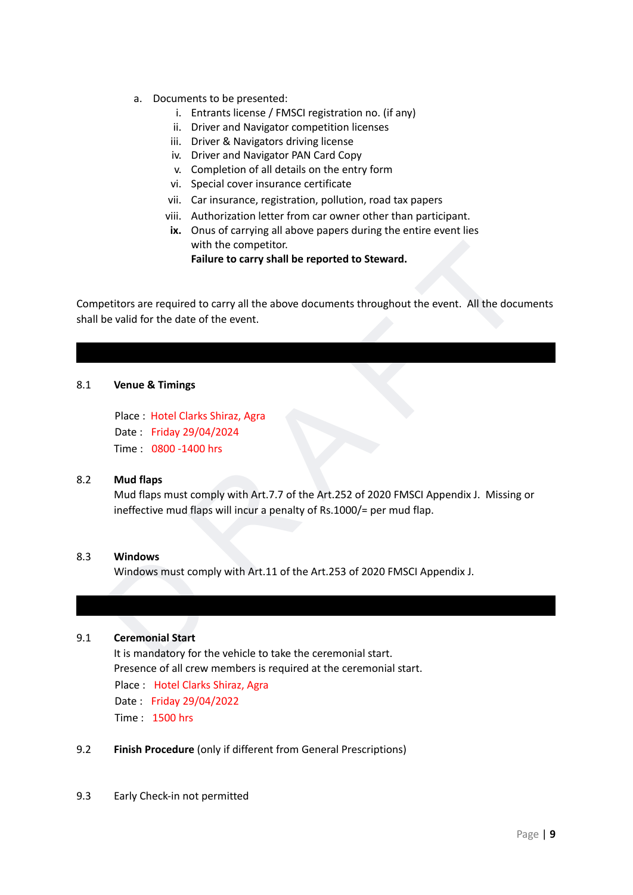a. Documents to be presented:
   i. Entrants license / FMSCI registration no. (if any)
   ii. Driver and Navigator competition licenses
   iii. Driver & Navigators driving license
   iv. Driver and Navigator PAN Card Copy
   v. Completion of all details on the entry form
   vi. Special cover insurance certificate
   vii. Car insurance, registration, pollution, road tax papers
   viii. Authorization letter from car owner other than participant.
   **ix.** Onus of carrying all above papers during the entire event lies with the competitor.
   **Failure to carry shall be reported to Steward.**

Competitors are required to carry all the above documents throughout the event. All the documents shall be valid for the date of the event.

8.1 **Venue & Timings**

Place : Hotel Clarks Shiraz, Agra
Date : Friday 29/04/2024
Time : 0800 -1400 hrs

8.2 **Mud flaps**
Mud flaps must comply with Art.7.7 of the Art.252 of 2020 FMSCI Appendix J. Missing or ineffective mud flaps will incur a penalty of Rs.1000/= per mud flap.

8.3 **Windows**
Windows must comply with Art.11 of the Art.253 of 2020 FMSCI Appendix J.

9.1 **Ceremonial Start**
It is mandatory for the vehicle to take the ceremonial start.
Presence of all crew members is required at the ceremonial start.
Place : Hotel Clarks Shiraz, Agra
Date : Friday 29/04/2022
Time : 1500 hrs

9.2 **Finish Procedure** (only if different from General Prescriptions)

9.3 Early Check-in not permitted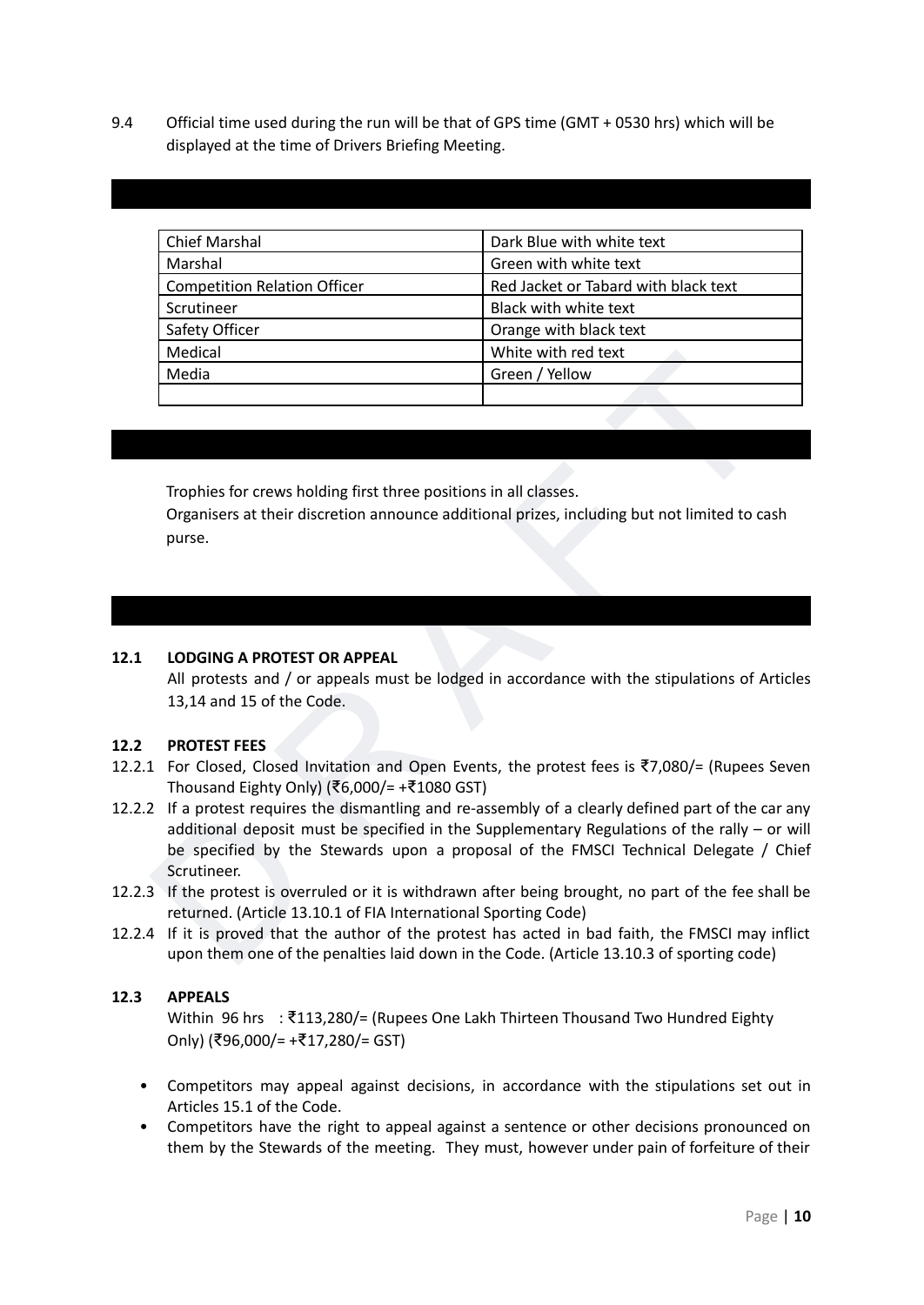9.4 Official time used during the run will be that of GPS time (GMT + 0530 hrs) which will be displayed at the time of Drivers Briefing Meeting.

| | |
|---|---|
| Chief Marshal | Dark Blue with white text |
| Marshal | Green with white text |
| Competition Relation Officer | Red Jacket or Tabard with black text |
| Scrutineer | Black with white text |
| Safety Officer | Orange with black text |
| Medical | White with red text |
| Media | Green / Yellow |
| | |

Trophies for crews holding first three positions in all classes.

Organisers at their discretion announce additional prizes, including but not limited to cash purse.

**12.1 LODGING A PROTEST OR APPEAL**

All protests and / or appeals must be lodged in accordance with the stipulations of Articles 13,14 and 15 of the Code.

**12.2 PROTEST FEES**

12.2.1 For Closed, Closed Invitation and Open Events, the protest fees is ₹7,080/= (Rupees Seven Thousand Eighty Only) (₹6,000/= +₹1080 GST)

12.2.2 If a protest requires the dismantling and re-assembly of a clearly defined part of the car any additional deposit must be specified in the Supplementary Regulations of the rally – or will be specified by the Stewards upon a proposal of the FMSCI Technical Delegate / Chief Scrutineer.

12.2.3 If the protest is overruled or it is withdrawn after being brought, no part of the fee shall be returned. (Article 13.10.1 of FIA International Sporting Code)

12.2.4 If it is proved that the author of the protest has acted in bad faith, the FMSCI may inflict upon them one of the penalties laid down in the Code. (Article 13.10.3 of sporting code)

**12.3 APPEALS**

Within 96 hrs : ₹113,280/= (Rupees One Lakh Thirteen Thousand Two Hundred Eighty Only) (₹96,000/= +₹17,280/= GST)

- Competitors may appeal against decisions, in accordance with the stipulations set out in Articles 15.1 of the Code.
- Competitors have the right to appeal against a sentence or other decisions pronounced on them by the Stewards of the meeting. They must, however under pain of forfeiture of their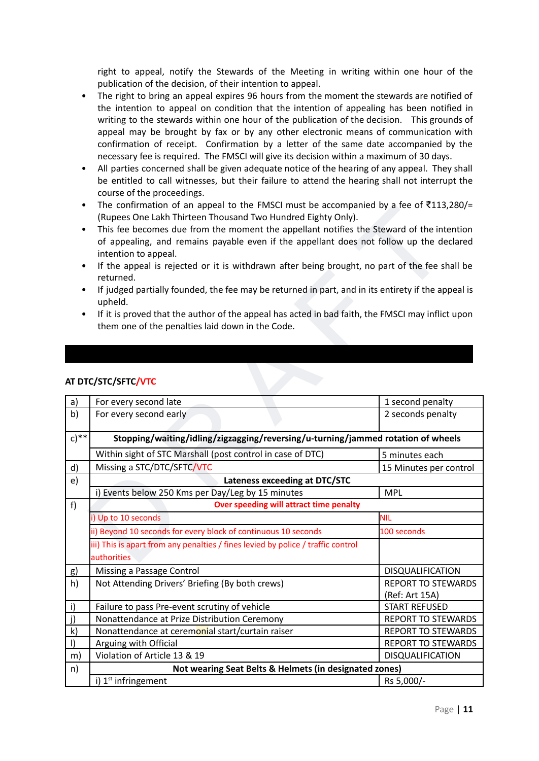right to appeal, notify the Stewards of the Meeting in writing within one hour of the publication of the decision, of their intention to appeal.

- The right to bring an appeal expires 96 hours from the moment the stewards are notified of the intention to appeal on condition that the intention of appealing has been notified in writing to the stewards within one hour of the publication of the decision. This grounds of appeal may be brought by fax or by any other electronic means of communication with confirmation of receipt. Confirmation by a letter of the same date accompanied by the necessary fee is required. The FMSCI will give its decision within a maximum of 30 days.
- All parties concerned shall be given adequate notice of the hearing of any appeal. They shall be entitled to call witnesses, but their failure to attend the hearing shall not interrupt the course of the proceedings.
- The confirmation of an appeal to the FMSCI must be accompanied by a fee of ₹113,280/= (Rupees One Lakh Thirteen Thousand Two Hundred Eighty Only).
- This fee becomes due from the moment the appellant notifies the Steward of the intention of appealing, and remains payable even if the appellant does not follow up the declared intention to appeal.
- If the appeal is rejected or it is withdrawn after being brought, no part of the fee shall be returned.
- If judged partially founded, the fee may be returned in part, and in its entirety if the appeal is upheld.
- If it is proved that the author of the appeal has acted in bad faith, the FMSCI may inflict upon them one of the penalties laid down in the Code.

**AT DTC/STC/SFTC/VTC**

| | | |
|---|---|---|
| a) | For every second late | 1 second penalty |
| b) | For every second early | 2 seconds penalty |
| c)** | **Stopping/waiting/idling/zigzagging/reversing/u-turning/jammed rotation of wheels** | |
| | Within sight of STC Marshall (post control in case of DTC) | 5 minutes each |
| d) | Missing a STC/DTC/SFTC/VTC | 15 Minutes per control |
| e) | **Lateness exceeding at DTC/STC** | |
| | i) Events below 250 Kms per Day/Leg by 15 minutes | MPL |
| f) | **Over speeding will attract time penalty** | |
| | i) Up to 10 seconds | NIL |
| | ii) Beyond 10 seconds for every block of continuous 10 seconds | 100 seconds |
| | iii) This is apart from any penalties / fines levied by police / traffic control authorities | |
| g) | Missing a Passage Control | DISQUALIFICATION |
| h) | Not Attending Drivers' Briefing (By both crews) | REPORT TO STEWARDS (Ref: Art 15A) |
| i) | Failure to pass Pre-event scrutiny of vehicle | START REFUSED |
| j) | Nonattendance at Prize Distribution Ceremony | REPORT TO STEWARDS |
| k) | Nonattendance at ceremonial start/curtain raiser | REPORT TO STEWARDS |
| l) | Arguing with Official | REPORT TO STEWARDS |
| m) | Violation of Article 13 & 19 | DISQUALIFICATION |
| n) | **Not wearing Seat Belts & Helmets (in designated zones)** | |
| | i) 1st infringement | Rs 5,000/- |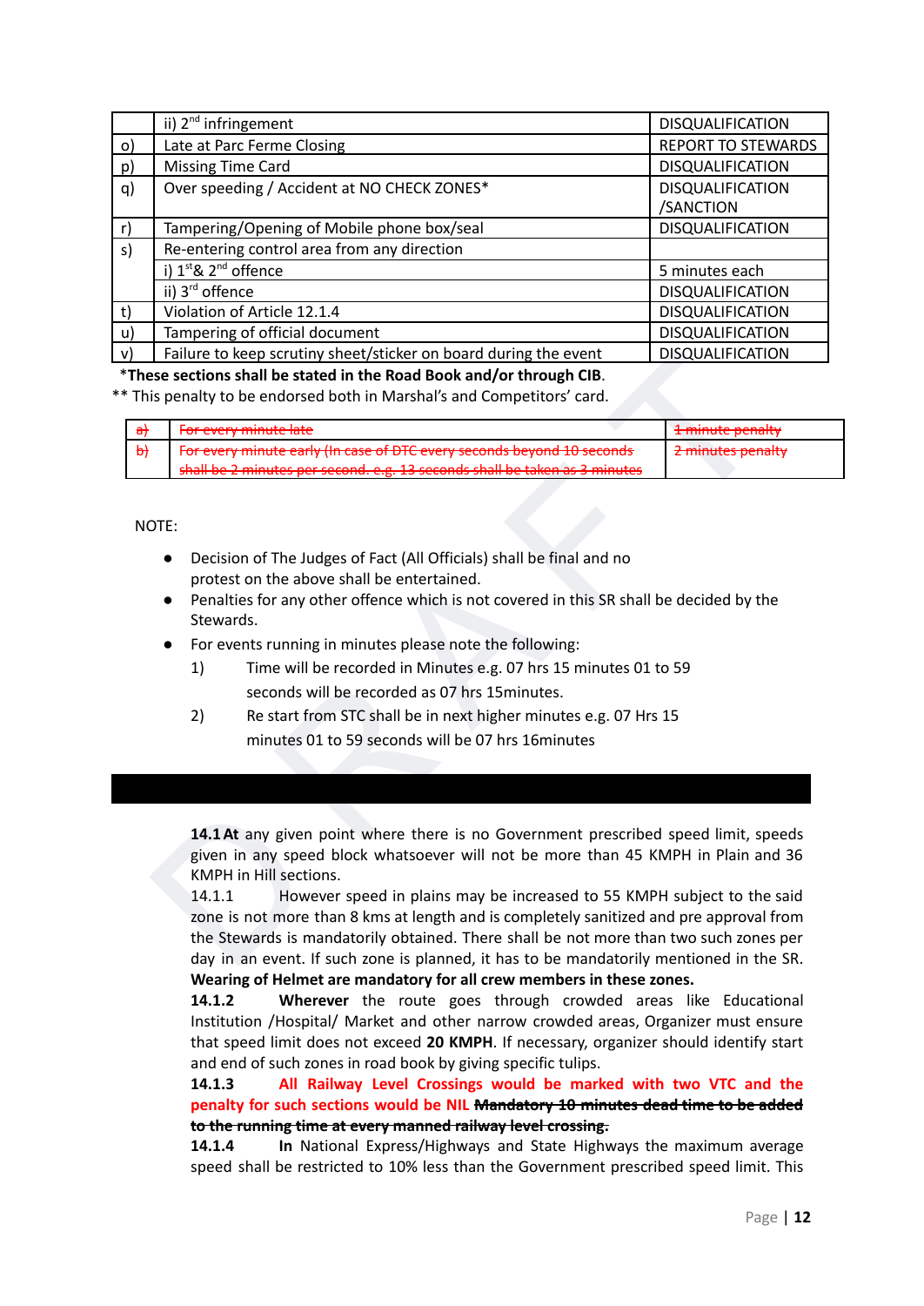|  |  |  |
|---|---|---|
|  | ii) 2nd infringement | DISQUALIFICATION |
| o) | Late at Parc Ferme Closing | REPORT TO STEWARDS |
| p) | Missing Time Card | DISQUALIFICATION |
| q) | Over speeding / Accident at NO CHECK ZONES* | DISQUALIFICATION /SANCTION |
| r) | Tampering/Opening of Mobile phone box/seal | DISQUALIFICATION |
| s) | Re-entering control area from any direction |  |
|  | i) 1st& 2nd offence | 5 minutes each |
|  | ii) 3rd offence | DISQUALIFICATION |
| t) | Violation of Article 12.1.4 | DISQUALIFICATION |
| u) | Tampering of official document | DISQUALIFICATION |
| v) | Failure to keep scrutiny sheet/sticker on board during the event | DISQUALIFICATION |

***These sections shall be stated in the Road Book and/or through CIB.**

** This penalty to be endorsed both in Marshal's and Competitors' card.

|  |  |  |
|---|---|---|
| ~~a)~~ | ~~For every minute late~~ | ~~1 minute penalty~~ |
| ~~b)~~ | ~~For every minute early (In case of DTC every seconds beyond 10 seconds shall be 2 minutes per second. e.g. 13 seconds shall be taken as 3 minutes~~ | ~~2 minutes penalty~~ |

NOTE:

- Decision of The Judges of Fact (All Officials) shall be final and no protest on the above shall be entertained.
- Penalties for any other offence which is not covered in this SR shall be decided by the Stewards.
- For events running in minutes please note the following:
  1) Time will be recorded in Minutes e.g. 07 hrs 15 minutes 01 to 59 seconds will be recorded as 07 hrs 15minutes.
  2) Re start from STC shall be in next higher minutes e.g. 07 Hrs 15 minutes 01 to 59 seconds will be 07 hrs 16minutes

**14.1 At** any given point where there is no Government prescribed speed limit, speeds given in any speed block whatsoever will not be more than 45 KMPH in Plain and 36 KMPH in Hill sections.

14.1.1 However speed in plains may be increased to 55 KMPH subject to the said zone is not more than 8 kms at length and is completely sanitized and pre approval from the Stewards is mandatorily obtained. There shall be not more than two such zones per day in an event. If such zone is planned, it has to be mandatorily mentioned in the SR. **Wearing of Helmet are mandatory for all crew members in these zones.**

**14.1.2 Wherever** the route goes through crowded areas like Educational Institution /Hospital/ Market and other narrow crowded areas, Organizer must ensure that speed limit does not exceed **20 KMPH**. If necessary, organizer should identify start and end of such zones in road book by giving specific tulips.

**14.1.3 All Railway Level Crossings would be marked with two VTC and the penalty for such sections would be NIL** ~~**Mandatory 10 minutes dead time to be added to the running time at every manned railway level crossing.**~~

**14.1.4 In** National Express/Highways and State Highways the maximum average speed shall be restricted to 10% less than the Government prescribed speed limit. This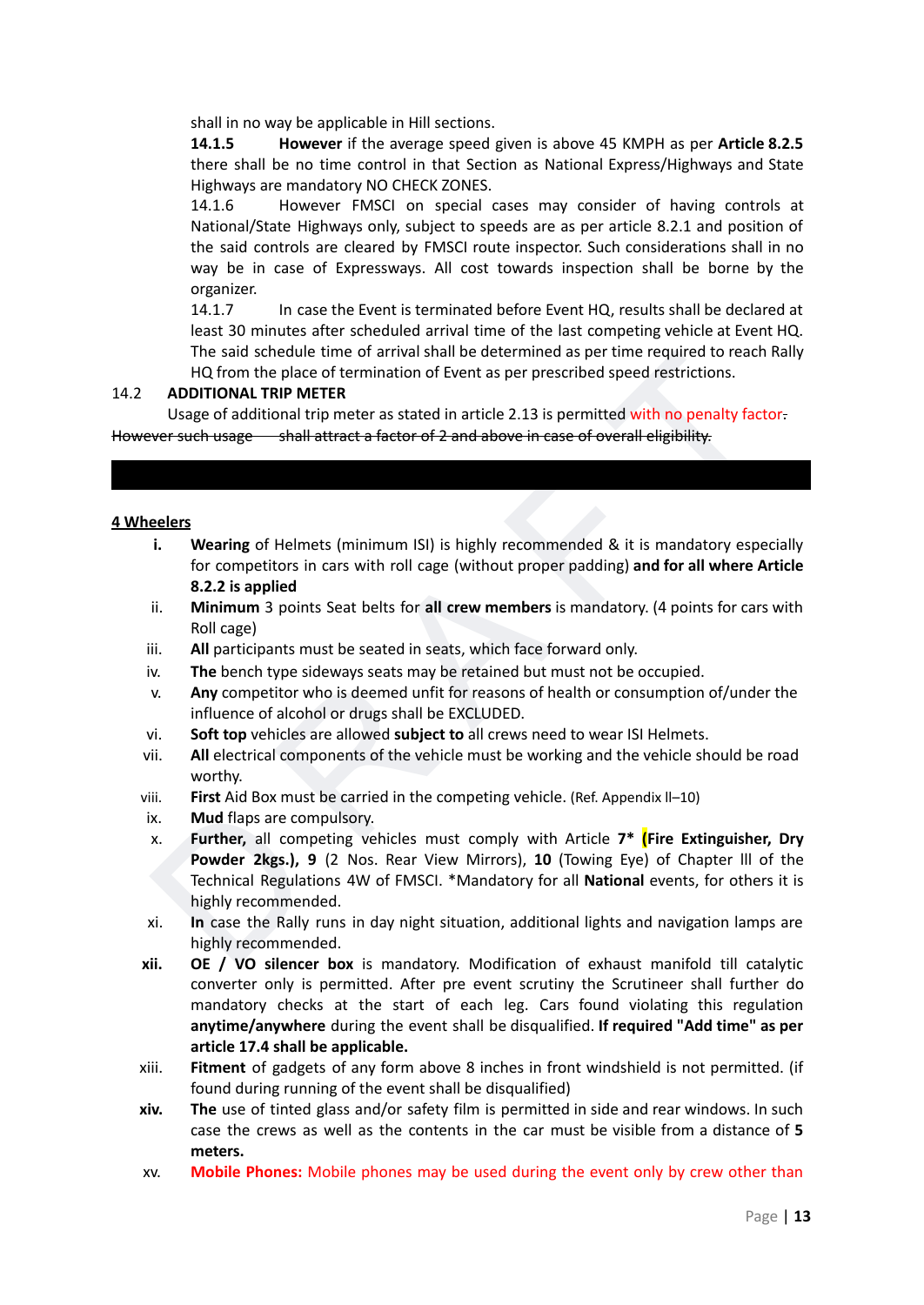shall in no way be applicable in Hill sections.

**14.1.5** **However** if the average speed given is above 45 KMPH as per **Article 8.2.5** there shall be no time control in that Section as National Express/Highways and State Highways are mandatory NO CHECK ZONES.

14.1.6 However FMSCI on special cases may consider of having controls at National/State Highways only, subject to speeds are as per article 8.2.1 and position of the said controls are cleared by FMSCI route inspector. Such considerations shall in no way be in case of Expressways. All cost towards inspection shall be borne by the organizer.

14.1.7 In case the Event is terminated before Event HQ, results shall be declared at least 30 minutes after scheduled arrival time of the last competing vehicle at Event HQ. The said schedule time of arrival shall be determined as per time required to reach Rally HQ from the place of termination of Event as per prescribed speed restrictions.

## 14.2 ADDITIONAL TRIP METER

Usage of additional trip meter as stated in article 2.13 is permitted with no penalty factor~~.~~ ~~However such usage shall attract a factor of 2 and above in case of overall eligibility.~~

**4 Wheelers**

- **i.** **Wearing** of Helmets (minimum ISI) is highly recommended & it is mandatory especially for competitors in cars with roll cage (without proper padding) **and for all where Article 8.2.2 is applied**
- ii. **Minimum** 3 points Seat belts for **all crew members** is mandatory. (4 points for cars with Roll cage)
- iii. **All** participants must be seated in seats, which face forward only.
- iv. **The** bench type sideways seats may be retained but must not be occupied.
- v. **Any** competitor who is deemed unfit for reasons of health or consumption of/under the influence of alcohol or drugs shall be EXCLUDED.
- vi. **Soft top** vehicles are allowed **subject to** all crews need to wear ISI Helmets.
- vii. **All** electrical components of the vehicle must be working and the vehicle should be road worthy.
- viii. **First** Aid Box must be carried in the competing vehicle. (Ref. Appendix II–10)
- ix. **Mud** flaps are compulsory.
- x. **Further,** all competing vehicles must comply with Article **7*** **(Fire Extinguisher, Dry Powder 2kgs.), 9** (2 Nos. Rear View Mirrors), **10** (Towing Eye) of Chapter III of the Technical Regulations 4W of FMSCI. *Mandatory for all **National** events, for others it is highly recommended.
- xi. **In** case the Rally runs in day night situation, additional lights and navigation lamps are highly recommended.
- **xii.** **OE / VO silencer box** is mandatory. Modification of exhaust manifold till catalytic converter only is permitted. After pre event scrutiny the Scrutineer shall further do mandatory checks at the start of each leg. Cars found violating this regulation **anytime/anywhere** during the event shall be disqualified. **If required "Add time" as per article 17.4 shall be applicable.**
- xiii. **Fitment** of gadgets of any form above 8 inches in front windshield is not permitted. (if found during running of the event shall be disqualified)
- **xiv.** **The** use of tinted glass and/or safety film is permitted in side and rear windows. In such case the crews as well as the contents in the car must be visible from a distance of **5 meters.**
- xv. **Mobile Phones:** Mobile phones may be used during the event only by crew other than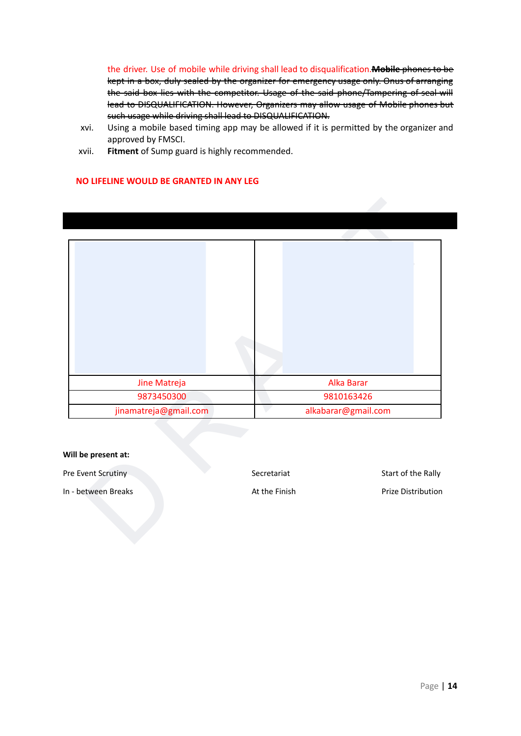the driver. Use of mobile while driving shall lead to disqualification.~~**Mobile** phones to be kept in a box, duly sealed by the organizer for emergency usage only. Onus of arranging the said box lies with the competitor. Usage of the said phone/Tampering of seal will lead to DISQUALIFICATION. However, Organizers may allow usage of Mobile phones but such usage while driving shall lead to DISQUALIFICATION.~~

xvi. Using a mobile based timing app may be allowed if it is permitted by the organizer and approved by FMSCI.

xvii. **Fitment** of Sump guard is highly recommended.

**NO LIFELINE WOULD BE GRANTED IN ANY LEG**

| | |
|---|---|
| | |
| Jine Matreja | Alka Barar |
| 9873450300 | 9810163426 |
| jinamatreja@gmail.com | alkabarar@gmail.com |

**Will be present at:**

Pre Event Scrutiny

Secretariat

Start of the Rally

In - between Breaks

At the Finish

Prize Distribution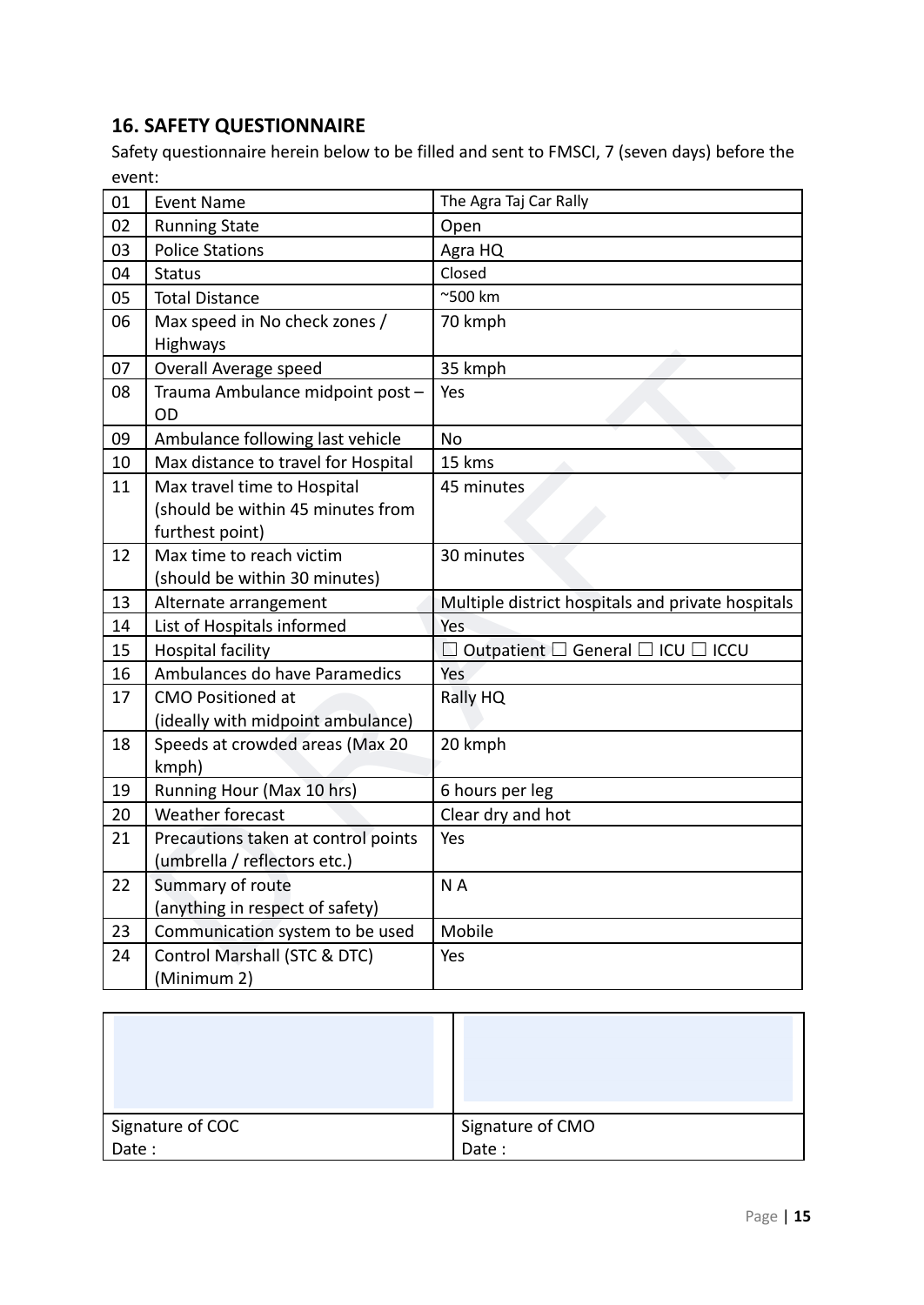## 16. SAFETY QUESTIONNAIRE

Safety questionnaire herein below to be filled and sent to FMSCI, 7 (seven days) before the event:

| | | |
|---|---|---|
| 01 | Event Name | The Agra Taj Car Rally |
| 02 | Running State | Open |
| 03 | Police Stations | Agra HQ |
| 04 | Status | Closed |
| 05 | Total Distance | ~500 km |
| 06 | Max speed in No check zones / Highways | 70 kmph |
| 07 | Overall Average speed | 35 kmph |
| 08 | Trauma Ambulance midpoint post – OD | Yes |
| 09 | Ambulance following last vehicle | No |
| 10 | Max distance to travel for Hospital | 15 kms |
| 11 | Max travel time to Hospital (should be within 45 minutes from furthest point) | 45 minutes |
| 12 | Max time to reach victim (should be within 30 minutes) | 30 minutes |
| 13 | Alternate arrangement | Multiple district hospitals and private hospitals |
| 14 | List of Hospitals informed | Yes |
| 15 | Hospital facility | ☐ Outpatient ☐ General ☐ ICU ☐ ICCU |
| 16 | Ambulances do have Paramedics | Yes |
| 17 | CMO Positioned at (ideally with midpoint ambulance) | Rally HQ |
| 18 | Speeds at crowded areas (Max 20 kmph) | 20 kmph |
| 19 | Running Hour (Max 10 hrs) | 6 hours per leg |
| 20 | Weather forecast | Clear dry and hot |
| 21 | Precautions taken at control points (umbrella / reflectors etc.) | Yes |
| 22 | Summary of route (anything in respect of safety) | N A |
| 23 | Communication system to be used | Mobile |
| 24 | Control Marshall (STC & DTC) (Minimum 2) | Yes |

| | |
|---|---|
| | |
| Signature of COC<br>Date : | Signature of CMO<br>Date : |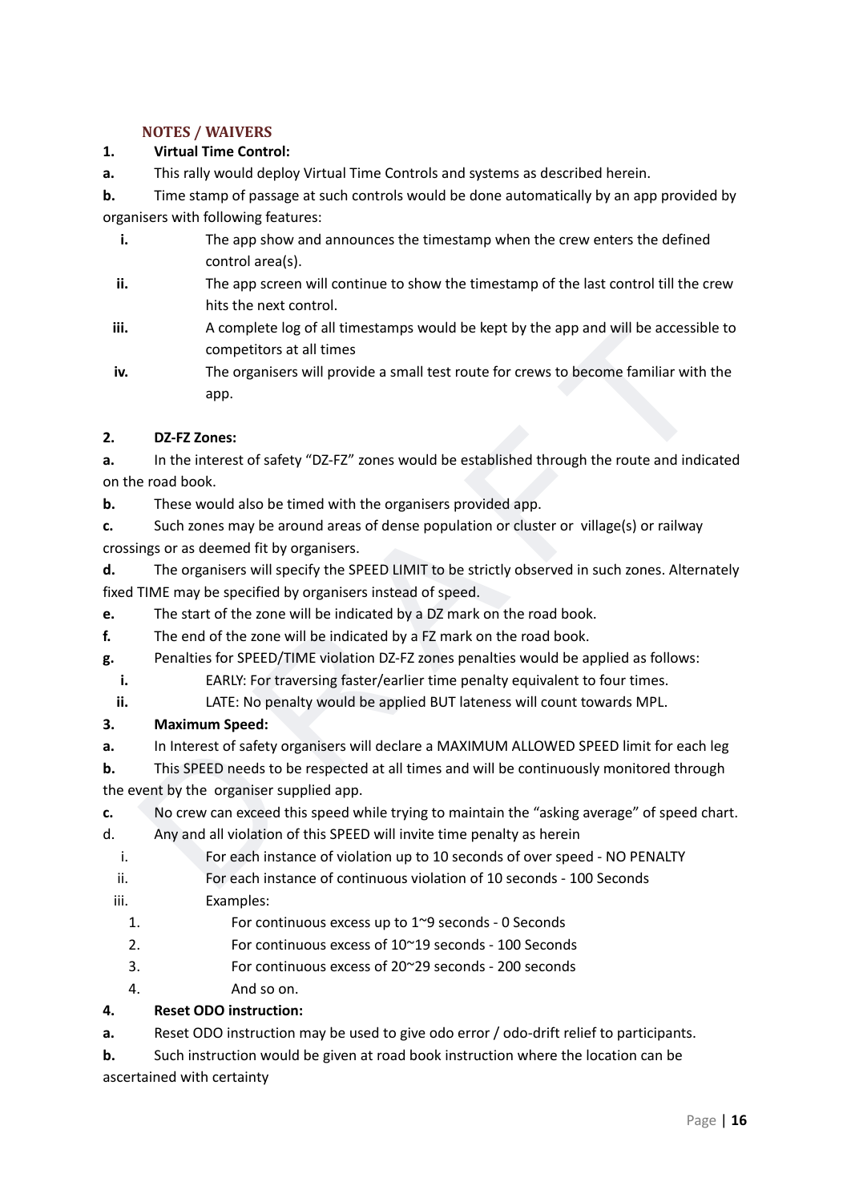## NOTES / WAIVERS

**1. Virtual Time Control:**

**a.** This rally would deploy Virtual Time Controls and systems as described herein.

**b.** Time stamp of passage at such controls would be done automatically by an app provided by organisers with following features:

- **i.** The app show and announces the timestamp when the crew enters the defined control area(s).
- **ii.** The app screen will continue to show the timestamp of the last control till the crew hits the next control.
- **iii.** A complete log of all timestamps would be kept by the app and will be accessible to competitors at all times
- **iv.** The organisers will provide a small test route for crews to become familiar with the app.

**2. DZ-FZ Zones:**

**a.** In the interest of safety "DZ-FZ" zones would be established through the route and indicated on the road book.

**b.** These would also be timed with the organisers provided app.

**c.** Such zones may be around areas of dense population or cluster or village(s) or railway crossings or as deemed fit by organisers.

**d.** The organisers will specify the SPEED LIMIT to be strictly observed in such zones. Alternately fixed TIME may be specified by organisers instead of speed.

**e.** The start of the zone will be indicated by a DZ mark on the road book.

**f.** The end of the zone will be indicated by a FZ mark on the road book.

**g.** Penalties for SPEED/TIME violation DZ-FZ zones penalties would be applied as follows:

- **i.** EARLY: For traversing faster/earlier time penalty equivalent to four times.
- **ii.** LATE: No penalty would be applied BUT lateness will count towards MPL.

**3. Maximum Speed:**

**a.** In Interest of safety organisers will declare a MAXIMUM ALLOWED SPEED limit for each leg

**b.** This SPEED needs to be respected at all times and will be continuously monitored through the event by the organiser supplied app.

**c.** No crew can exceed this speed while trying to maintain the "asking average" of speed chart.

d. Any and all violation of this SPEED will invite time penalty as herein

- i. For each instance of violation up to 10 seconds of over speed - NO PENALTY
- ii. For each instance of continuous violation of 10 seconds - 100 Seconds
- iii. Examples:
  1. For continuous excess up to 1~9 seconds - 0 Seconds
  2. For continuous excess of 10~19 seconds - 100 Seconds
  3. For continuous excess of 20~29 seconds - 200 seconds
  4. And so on.

**4. Reset ODO instruction:**

**a.** Reset ODO instruction may be used to give odo error / odo-drift relief to participants.

**b.** Such instruction would be given at road book instruction where the location can be ascertained with certainty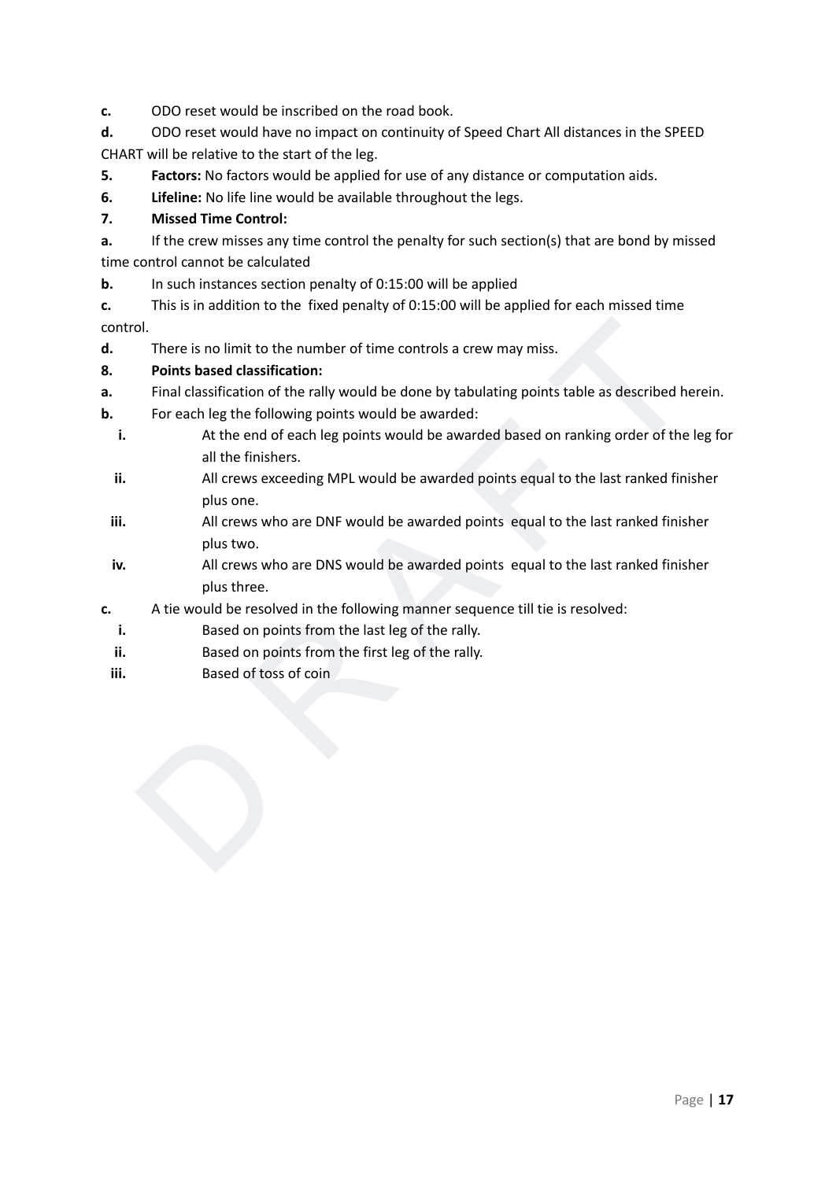**c.** ODO reset would be inscribed on the road book.

**d.** ODO reset would have no impact on continuity of Speed Chart All distances in the SPEED CHART will be relative to the start of the leg.

**5. Factors:** No factors would be applied for use of any distance or computation aids.

**6. Lifeline:** No life line would be available throughout the legs.

**7. Missed Time Control:**

**a.** If the crew misses any time control the penalty for such section(s) that are bond by missed time control cannot be calculated

**b.** In such instances section penalty of 0:15:00 will be applied

**c.** This is in addition to the fixed penalty of 0:15:00 will be applied for each missed time control.

**d.** There is no limit to the number of time controls a crew may miss.

**8. Points based classification:**

**a.** Final classification of the rally would be done by tabulating points table as described herein.

**b.** For each leg the following points would be awarded:

- **i.** At the end of each leg points would be awarded based on ranking order of the leg for all the finishers.
- **ii.** All crews exceeding MPL would be awarded points equal to the last ranked finisher plus one.
- **iii.** All crews who are DNF would be awarded points equal to the last ranked finisher plus two.
- **iv.** All crews who are DNS would be awarded points equal to the last ranked finisher plus three.

**c.** A tie would be resolved in the following manner sequence till tie is resolved:

- **i.** Based on points from the last leg of the rally.
- **ii.** Based on points from the first leg of the rally.
- **iii.** Based of toss of coin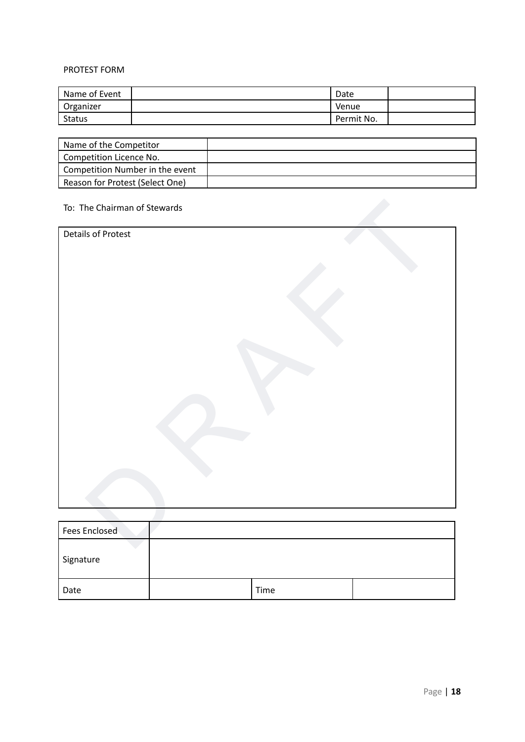PROTEST FORM

| Name of Event | | Date | |
|---|---|---|---|
| Organizer | | Venue | |
| Status | | Permit No. | |

| Name of the Competitor | |
|---|---|
| Competition Licence No. | |
| Competition Number in the event | |
| Reason for Protest (Select One) | |

To: The Chairman of Stewards

| Details of Protest |
|---|
| |

| Fees Enclosed | | | |
|---|---|---|---|
| Signature | | | |
| Date | | Time | |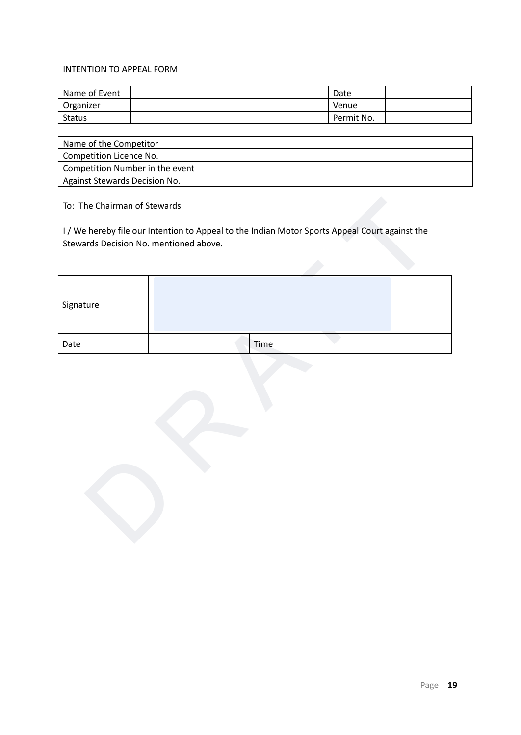INTENTION TO APPEAL FORM

| | | | |
|---|---|---|---|
| Name of Event | | Date | |
| Organizer | | Venue | |
| Status | | Permit No. | |

| | |
|---|---|
| Name of the Competitor | |
| Competition Licence No. | |
| Competition Number in the event | |
| Against Stewards Decision No. | |

To: The Chairman of Stewards

I / We hereby file our Intention to Appeal to the Indian Motor Sports Appeal Court against the Stewards Decision No. mentioned above.

| | | | |
|---|---|---|---|
| Signature | | | |
| Date | | Time | |